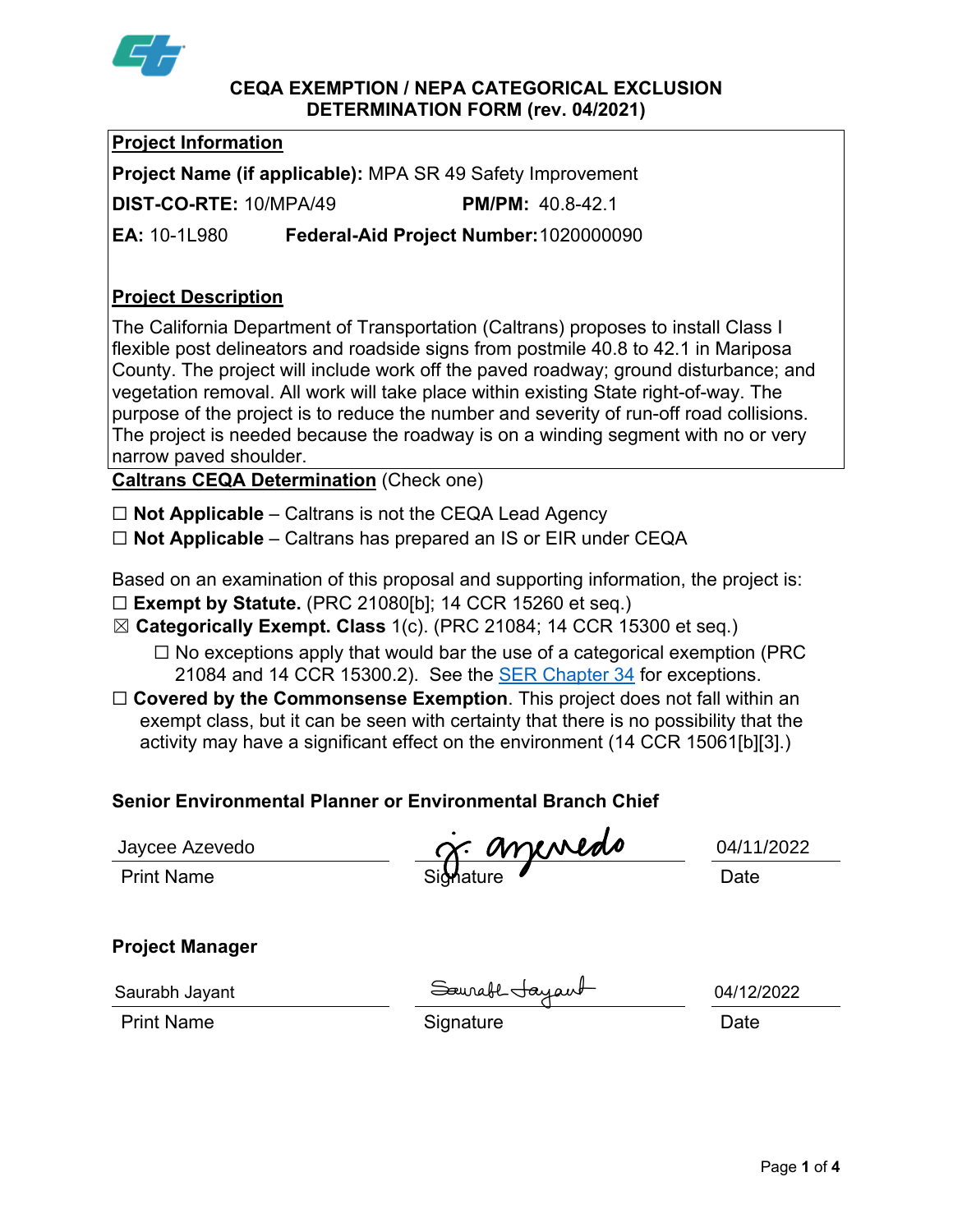# CEQA EXEMPTION / NEPA CATEGORICAL EXCLUSION DETERMINATION FORM (rev. 04/2021)

## Project Information

**Project Name (if applicable):** MPA SR 49 Safety Improvement

**DIST-CO-RTE:** 10/MPA/49 **PM/PM:** 40.8-42.1

**EA:** 10-1L980 **Federal-Aid Project Number:** 1020000090

## Project Description

The California Department of Transportation (Caltrans) proposes to install Class I flexible post delineators and roadside signs from postmile 40.8 to 42.1 in Mariposa County. The project will include work off the paved roadway; ground disturbance; and vegetation removal. All work will take place within existing State right-of-way. The purpose of the project is to reduce the number and severity of run-off road collisions. The project is needed because the roadway is on a winding segment with no or very narrow paved shoulder.

## Caltrans CEQA Determination (Check one)

☐ **Not Applicable** – Caltrans is not the CEQA Lead Agency

☐ **Not Applicable** – Caltrans has prepared an IS or EIR under CEQA

Based on an examination of this proposal and supporting information, the project is:

☐ **Exempt by Statute.** (PRC 21080[b]; 14 CCR 15260 et seq.)

☒ **Categorically Exempt. Class** 1(c). (PRC 21084; 14 CCR 15300 et seq.)

- ☐ No exceptions apply that would bar the use of a categorical exemption (PRC 21084 and 14 CCR 15300.2). See the SER Chapter 34 for exceptions.

☐ **Covered by the Commonsense Exemption**. This project does not fall within an exempt class, but it can be seen with certainty that there is no possibility that the activity may have a significant effect on the environment (14 CCR 15061[b][3].)

### Senior Environmental Planner or Environmental Branch Chief

| Jaycee Azevedo | J. Azevedo | 04/11/2022 |
|---|---|---|
| Print Name | Signature | Date |

### Project Manager

| Saurabh Jayant | Saurabh Jayant | 04/12/2022 |
|---|---|---|
| Print Name | Signature | Date |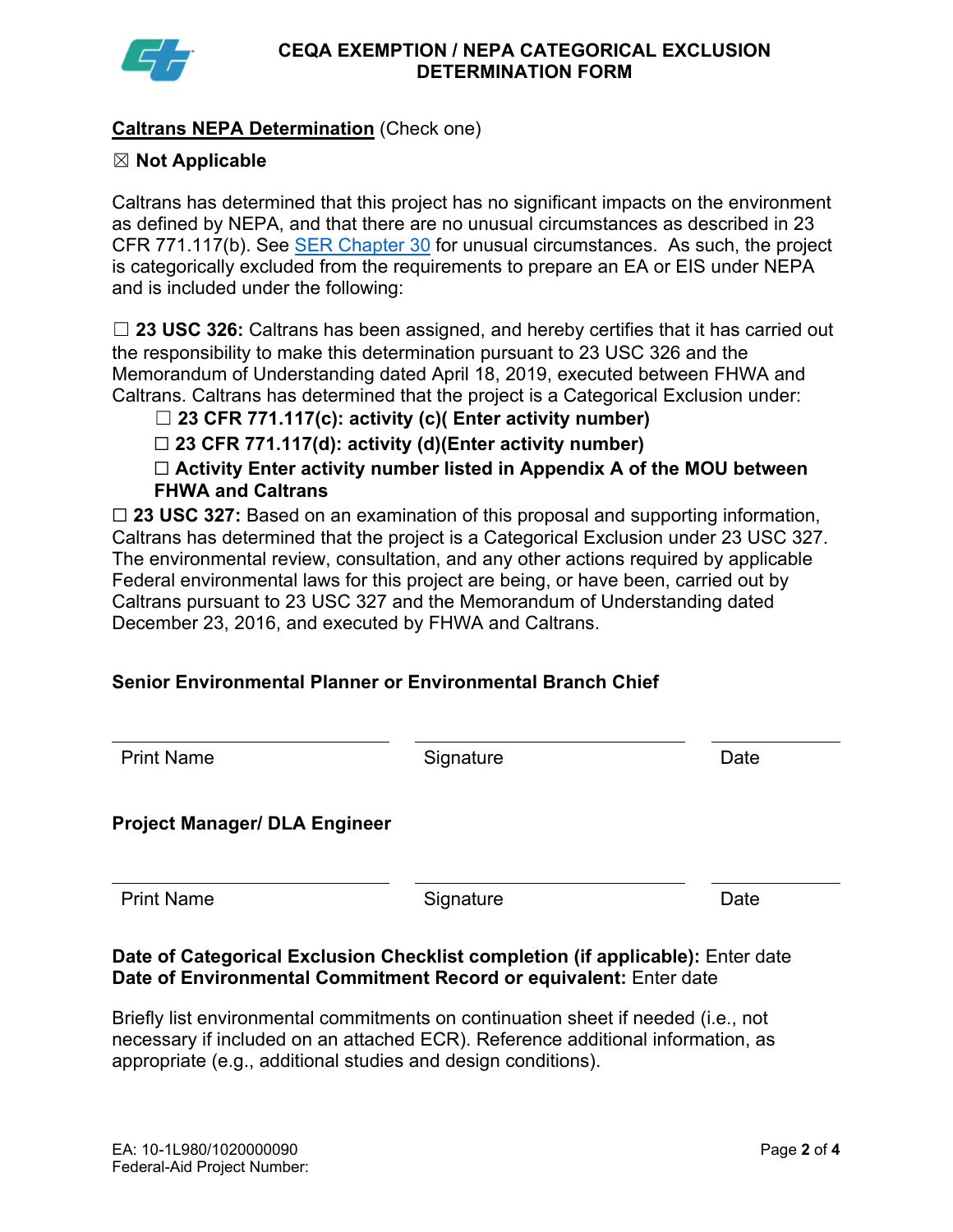# CEQA EXEMPTION / NEPA CATEGORICAL EXCLUSION DETERMINATION FORM

**Caltrans NEPA Determination** (Check one)

☒ **Not Applicable**

Caltrans has determined that this project has no significant impacts on the environment as defined by NEPA, and that there are no unusual circumstances as described in 23 CFR 771.117(b). See [SER Chapter 30] for unusual circumstances. As such, the project is categorically excluded from the requirements to prepare an EA or EIS under NEPA and is included under the following:

☐ **23 USC 326:** Caltrans has been assigned, and hereby certifies that it has carried out the responsibility to make this determination pursuant to 23 USC 326 and the Memorandum of Understanding dated April 18, 2019, executed between FHWA and Caltrans. Caltrans has determined that the project is a Categorical Exclusion under:

- ☐ **23 CFR 771.117(c): activity (c)( Enter activity number)**
- ☐ **23 CFR 771.117(d): activity (d)(Enter activity number)**
- ☐ **Activity Enter activity number listed in Appendix A of the MOU between FHWA and Caltrans**

☐ **23 USC 327:** Based on an examination of this proposal and supporting information, Caltrans has determined that the project is a Categorical Exclusion under 23 USC 327. The environmental review, consultation, and any other actions required by applicable Federal environmental laws for this project are being, or have been, carried out by Caltrans pursuant to 23 USC 327 and the Memorandum of Understanding dated December 23, 2016, and executed by FHWA and Caltrans.

**Senior Environmental Planner or Environmental Branch Chief**

| Print Name | Signature | Date |
|---|---|---|

**Project Manager/ DLA Engineer**

| Print Name | Signature | Date |
|---|---|---|

**Date of Categorical Exclusion Checklist completion (if applicable):** Enter date
**Date of Environmental Commitment Record or equivalent:** Enter date

Briefly list environmental commitments on continuation sheet if needed (i.e., not necessary if included on an attached ECR). Reference additional information, as appropriate (e.g., additional studies and design conditions).

EA: 10-1L980/1020000090
Federal-Aid Project Number: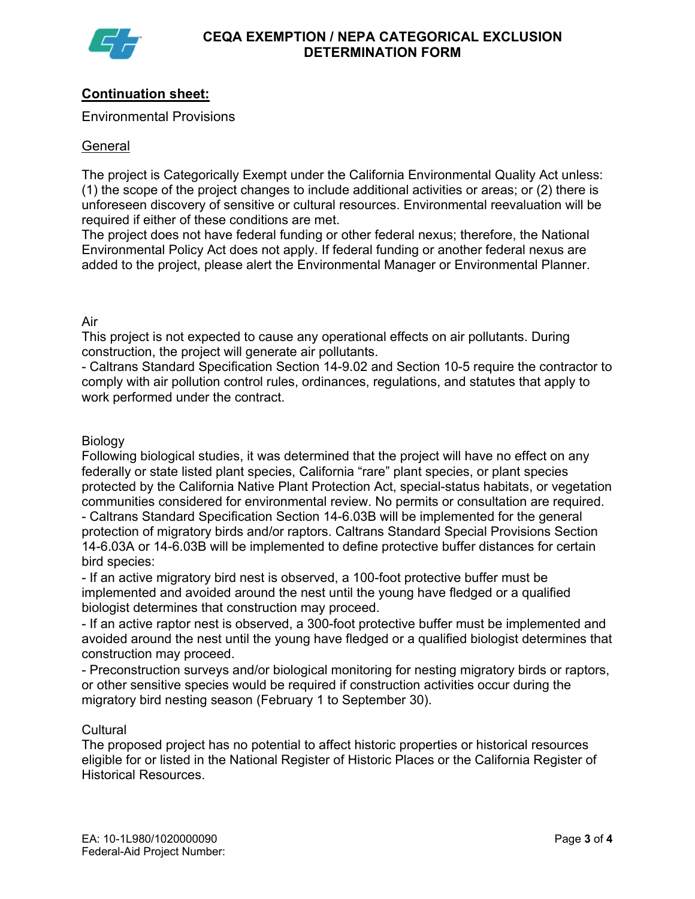## Continuation sheet:

Environmental Provisions

General

The project is Categorically Exempt under the California Environmental Quality Act unless: (1) the scope of the project changes to include additional activities or areas; or (2) there is unforeseen discovery of sensitive or cultural resources. Environmental reevaluation will be required if either of these conditions are met.
The project does not have federal funding or other federal nexus; therefore, the National Environmental Policy Act does not apply. If federal funding or another federal nexus are added to the project, please alert the Environmental Manager or Environmental Planner.

Air
This project is not expected to cause any operational effects on air pollutants. During construction, the project will generate air pollutants.
- Caltrans Standard Specification Section 14-9.02 and Section 10-5 require the contractor to comply with air pollution control rules, ordinances, regulations, and statutes that apply to work performed under the contract.

Biology
Following biological studies, it was determined that the project will have no effect on any federally or state listed plant species, California "rare" plant species, or plant species protected by the California Native Plant Protection Act, special-status habitats, or vegetation communities considered for environmental review. No permits or consultation are required.
- Caltrans Standard Specification Section 14-6.03B will be implemented for the general protection of migratory birds and/or raptors. Caltrans Standard Special Provisions Section 14-6.03A or 14-6.03B will be implemented to define protective buffer distances for certain bird species:
- If an active migratory bird nest is observed, a 100-foot protective buffer must be implemented and avoided around the nest until the young have fledged or a qualified biologist determines that construction may proceed.
- If an active raptor nest is observed, a 300-foot protective buffer must be implemented and avoided around the nest until the young have fledged or a qualified biologist determines that construction may proceed.
- Preconstruction surveys and/or biological monitoring for nesting migratory birds or raptors, or other sensitive species would be required if construction activities occur during the migratory bird nesting season (February 1 to September 30).

Cultural
The proposed project has no potential to affect historic properties or historical resources eligible for or listed in the National Register of Historic Places or the California Register of Historical Resources.

EA: 10-1L980/1020000090
Federal-Aid Project Number: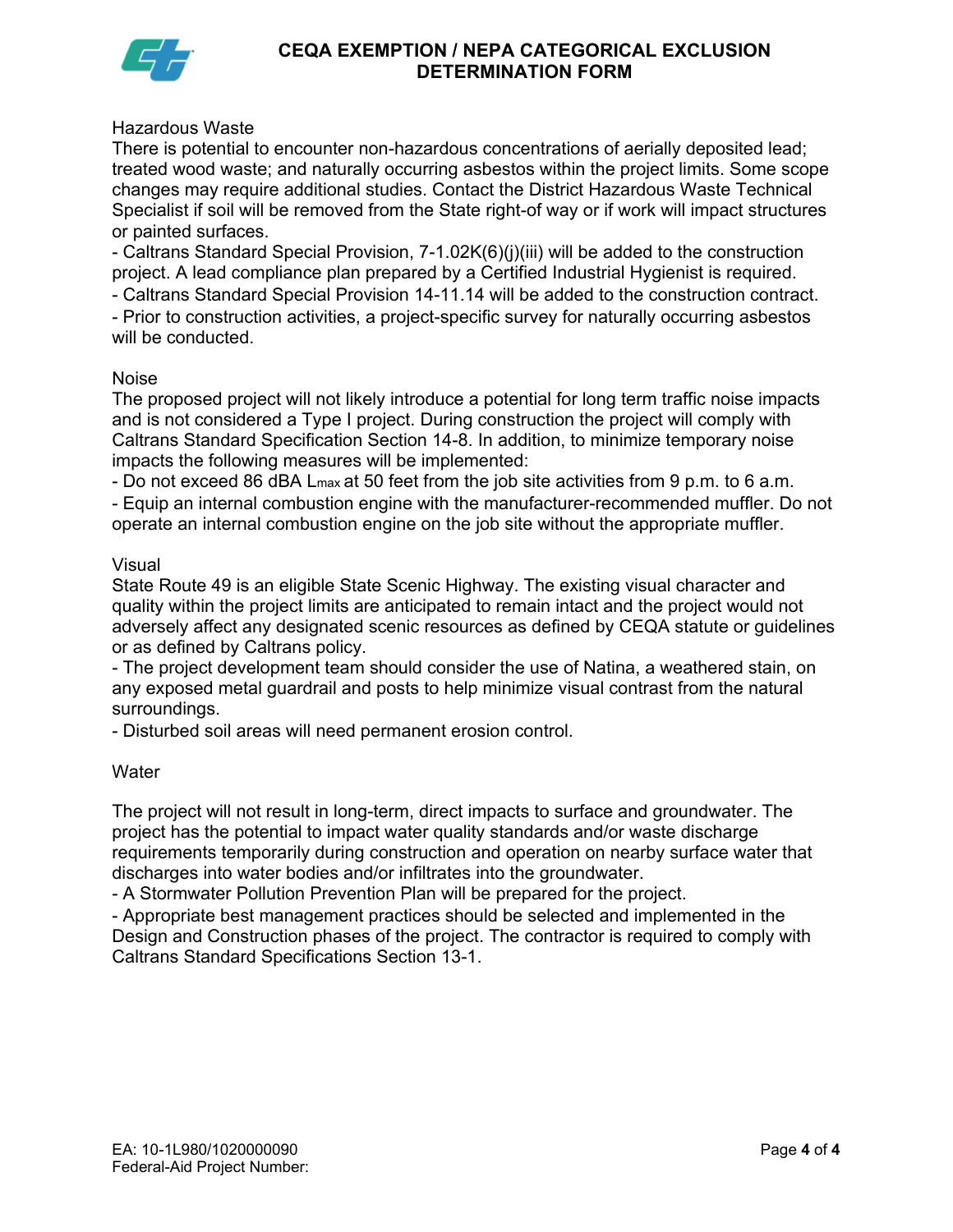Hazardous Waste

There is potential to encounter non-hazardous concentrations of aerially deposited lead; treated wood waste; and naturally occurring asbestos within the project limits. Some scope changes may require additional studies. Contact the District Hazardous Waste Technical Specialist if soil will be removed from the State right-of way or if work will impact structures or painted surfaces.

- Caltrans Standard Special Provision, 7-1.02K(6)(j)(iii) will be added to the construction project. A lead compliance plan prepared by a Certified Industrial Hygienist is required.
- Caltrans Standard Special Provision 14-11.14 will be added to the construction contract.
- Prior to construction activities, a project-specific survey for naturally occurring asbestos will be conducted.

Noise

The proposed project will not likely introduce a potential for long term traffic noise impacts and is not considered a Type I project. During construction the project will comply with Caltrans Standard Specification Section 14-8. In addition, to minimize temporary noise impacts the following measures will be implemented:

- Do not exceed 86 dBA $L_{max}$ at 50 feet from the job site activities from 9 p.m. to 6 a.m.
- Equip an internal combustion engine with the manufacturer-recommended muffler. Do not operate an internal combustion engine on the job site without the appropriate muffler.

Visual

State Route 49 is an eligible State Scenic Highway. The existing visual character and quality within the project limits are anticipated to remain intact and the project would not adversely affect any designated scenic resources as defined by CEQA statute or guidelines or as defined by Caltrans policy.

- The project development team should consider the use of Natina, a weathered stain, on any exposed metal guardrail and posts to help minimize visual contrast from the natural surroundings.
- Disturbed soil areas will need permanent erosion control.

Water

The project will not result in long-term, direct impacts to surface and groundwater. The project has the potential to impact water quality standards and/or waste discharge requirements temporarily during construction and operation on nearby surface water that discharges into water bodies and/or infiltrates into the groundwater.

- A Stormwater Pollution Prevention Plan will be prepared for the project.
- Appropriate best management practices should be selected and implemented in the Design and Construction phases of the project. The contractor is required to comply with Caltrans Standard Specifications Section 13-1.

EA: 10-1L980/1020000090
Federal-Aid Project Number: